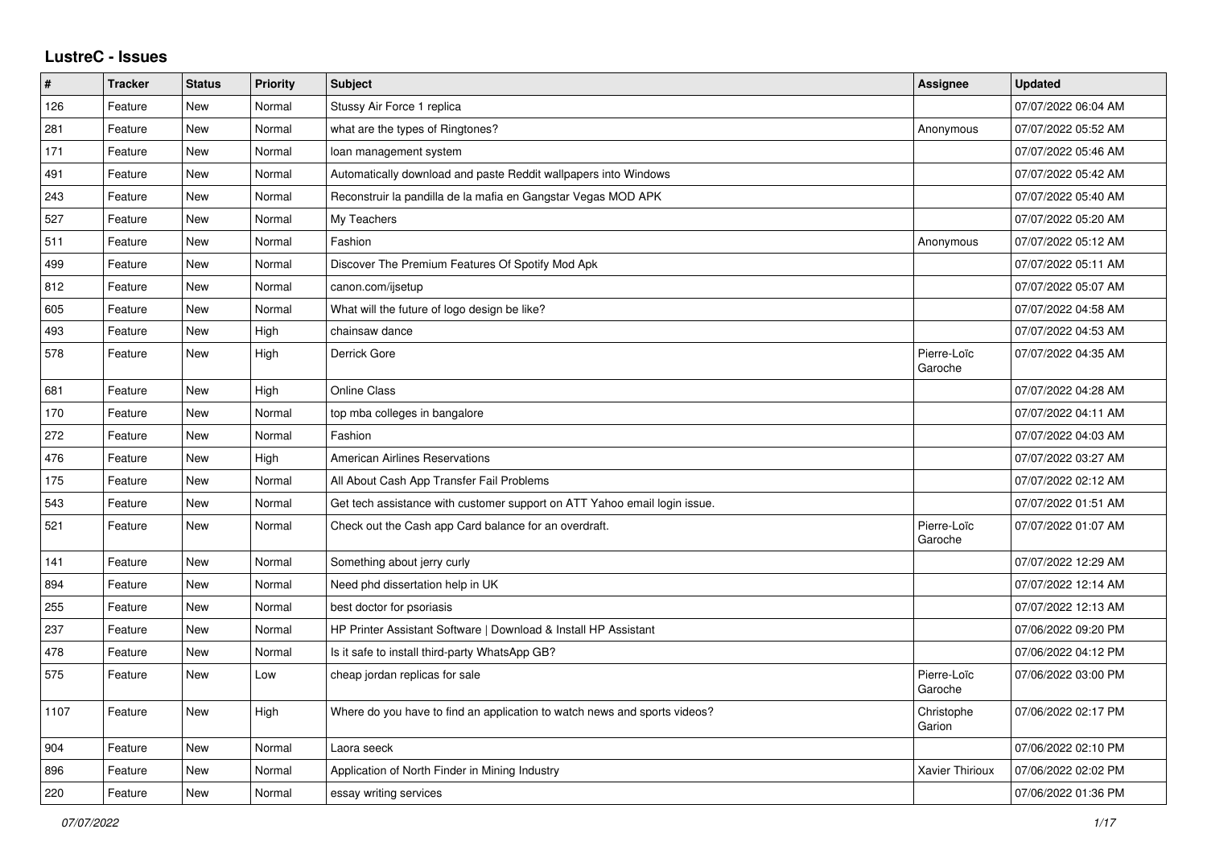## LustreC - Issues

| # | Tracker | Status | Priority | Subject | Assignee | Updated |
|---|---|---|---|---|---|---|
| 126 | Feature | New | Normal | Stussy Air Force 1 replica | | 07/07/2022 06:04 AM |
| 281 | Feature | New | Normal | what are the types of Ringtones? | Anonymous | 07/07/2022 05:52 AM |
| 171 | Feature | New | Normal | loan management system | | 07/07/2022 05:46 AM |
| 491 | Feature | New | Normal | Automatically download and paste Reddit wallpapers into Windows | | 07/07/2022 05:42 AM |
| 243 | Feature | New | Normal | Reconstruir la pandilla de la mafia en Gangstar Vegas MOD APK | | 07/07/2022 05:40 AM |
| 527 | Feature | New | Normal | My Teachers | | 07/07/2022 05:20 AM |
| 511 | Feature | New | Normal | Fashion | Anonymous | 07/07/2022 05:12 AM |
| 499 | Feature | New | Normal | Discover The Premium Features Of Spotify Mod Apk | | 07/07/2022 05:11 AM |
| 812 | Feature | New | Normal | canon.com/ijsetup | | 07/07/2022 05:07 AM |
| 605 | Feature | New | Normal | What will the future of logo design be like? | | 07/07/2022 04:58 AM |
| 493 | Feature | New | High | chainsaw dance | | 07/07/2022 04:53 AM |
| 578 | Feature | New | High | Derrick Gore | Pierre-Loïc Garoche | 07/07/2022 04:35 AM |
| 681 | Feature | New | High | Online Class | | 07/07/2022 04:28 AM |
| 170 | Feature | New | Normal | top mba colleges in bangalore | | 07/07/2022 04:11 AM |
| 272 | Feature | New | Normal | Fashion | | 07/07/2022 04:03 AM |
| 476 | Feature | New | High | American Airlines Reservations | | 07/07/2022 03:27 AM |
| 175 | Feature | New | Normal | All About Cash App Transfer Fail Problems | | 07/07/2022 02:12 AM |
| 543 | Feature | New | Normal | Get tech assistance with customer support on ATT Yahoo email login issue. | | 07/07/2022 01:51 AM |
| 521 | Feature | New | Normal | Check out the Cash app Card balance for an overdraft. | Pierre-Loïc Garoche | 07/07/2022 01:07 AM |
| 141 | Feature | New | Normal | Something about jerry curly | | 07/07/2022 12:29 AM |
| 894 | Feature | New | Normal | Need phd dissertation help in UK | | 07/07/2022 12:14 AM |
| 255 | Feature | New | Normal | best doctor for psoriasis | | 07/07/2022 12:13 AM |
| 237 | Feature | New | Normal | HP Printer Assistant Software \| Download & Install HP Assistant | | 07/06/2022 09:20 PM |
| 478 | Feature | New | Normal | Is it safe to install third-party WhatsApp GB? | | 07/06/2022 04:12 PM |
| 575 | Feature | New | Low | cheap jordan replicas for sale | Pierre-Loïc Garoche | 07/06/2022 03:00 PM |
| 1107 | Feature | New | High | Where do you have to find an application to watch news and sports videos? | Christophe Garion | 07/06/2022 02:17 PM |
| 904 | Feature | New | Normal | Laora seeck | | 07/06/2022 02:10 PM |
| 896 | Feature | New | Normal | Application of North Finder in Mining Industry | Xavier Thirioux | 07/06/2022 02:02 PM |
| 220 | Feature | New | Normal | essay writing services | | 07/06/2022 01:36 PM |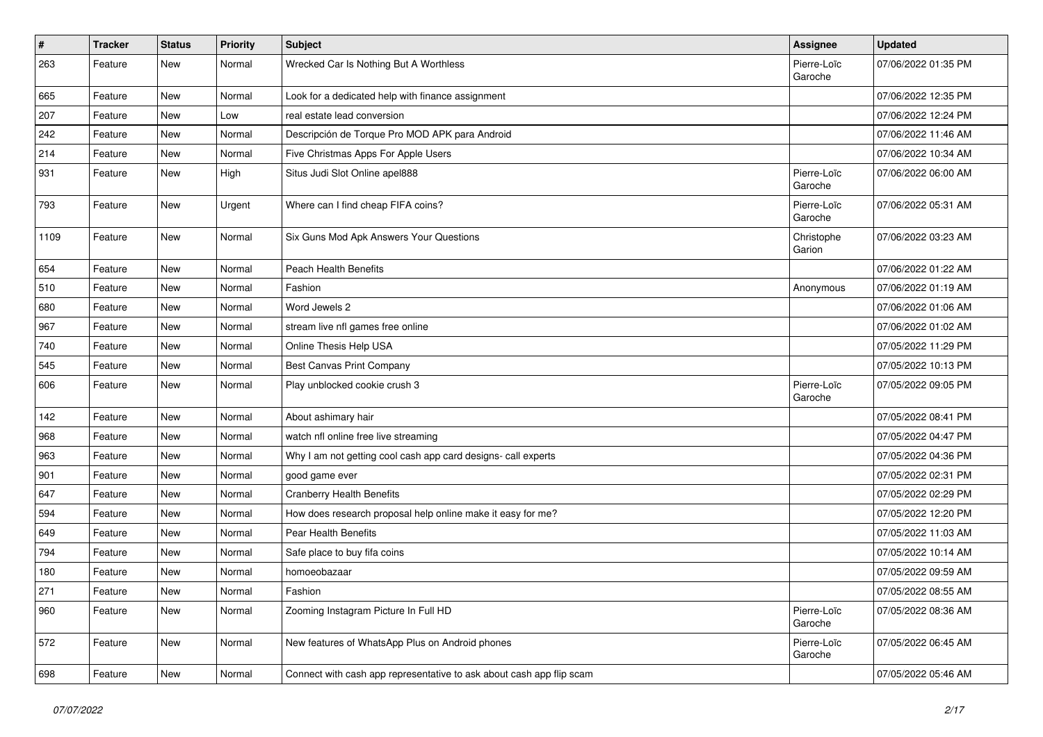| # | Tracker | Status | Priority | Subject | Assignee | Updated |
|---|---|---|---|---|---|---|
| 263 | Feature | New | Normal | Wrecked Car Is Nothing But A Worthless | Pierre-Loïc Garoche | 07/06/2022 01:35 PM |
| 665 | Feature | New | Normal | Look for a dedicated help with finance assignment | | 07/06/2022 12:35 PM |
| 207 | Feature | New | Low | real estate lead conversion | | 07/06/2022 12:24 PM |
| 242 | Feature | New | Normal | Descripción de Torque Pro MOD APK para Android | | 07/06/2022 11:46 AM |
| 214 | Feature | New | Normal | Five Christmas Apps For Apple Users | | 07/06/2022 10:34 AM |
| 931 | Feature | New | High | Situs Judi Slot Online apel888 | Pierre-Loïc Garoche | 07/06/2022 06:00 AM |
| 793 | Feature | New | Urgent | Where can I find cheap FIFA coins? | Pierre-Loïc Garoche | 07/06/2022 05:31 AM |
| 1109 | Feature | New | Normal | Six Guns Mod Apk Answers Your Questions | Christophe Garion | 07/06/2022 03:23 AM |
| 654 | Feature | New | Normal | Peach Health Benefits | | 07/06/2022 01:22 AM |
| 510 | Feature | New | Normal | Fashion | Anonymous | 07/06/2022 01:19 AM |
| 680 | Feature | New | Normal | Word Jewels 2 | | 07/06/2022 01:06 AM |
| 967 | Feature | New | Normal | stream live nfl games free online | | 07/06/2022 01:02 AM |
| 740 | Feature | New | Normal | Online Thesis Help USA | | 07/05/2022 11:29 PM |
| 545 | Feature | New | Normal | Best Canvas Print Company | | 07/05/2022 10:13 PM |
| 606 | Feature | New | Normal | Play unblocked cookie crush 3 | Pierre-Loïc Garoche | 07/05/2022 09:05 PM |
| 142 | Feature | New | Normal | About ashimary hair | | 07/05/2022 08:41 PM |
| 968 | Feature | New | Normal | watch nfl online free live streaming | | 07/05/2022 04:47 PM |
| 963 | Feature | New | Normal | Why I am not getting cool cash app card designs- call experts | | 07/05/2022 04:36 PM |
| 901 | Feature | New | Normal | good game ever | | 07/05/2022 02:31 PM |
| 647 | Feature | New | Normal | Cranberry Health Benefits | | 07/05/2022 02:29 PM |
| 594 | Feature | New | Normal | How does research proposal help online make it easy for me? | | 07/05/2022 12:20 PM |
| 649 | Feature | New | Normal | Pear Health Benefits | | 07/05/2022 11:03 AM |
| 794 | Feature | New | Normal | Safe place to buy fifa coins | | 07/05/2022 10:14 AM |
| 180 | Feature | New | Normal | homoeobazaar | | 07/05/2022 09:59 AM |
| 271 | Feature | New | Normal | Fashion | | 07/05/2022 08:55 AM |
| 960 | Feature | New | Normal | Zooming Instagram Picture In Full HD | Pierre-Loïc Garoche | 07/05/2022 08:36 AM |
| 572 | Feature | New | Normal | New features of WhatsApp Plus on Android phones | Pierre-Loïc Garoche | 07/05/2022 06:45 AM |
| 698 | Feature | New | Normal | Connect with cash app representative to ask about cash app flip scam | | 07/05/2022 05:46 AM |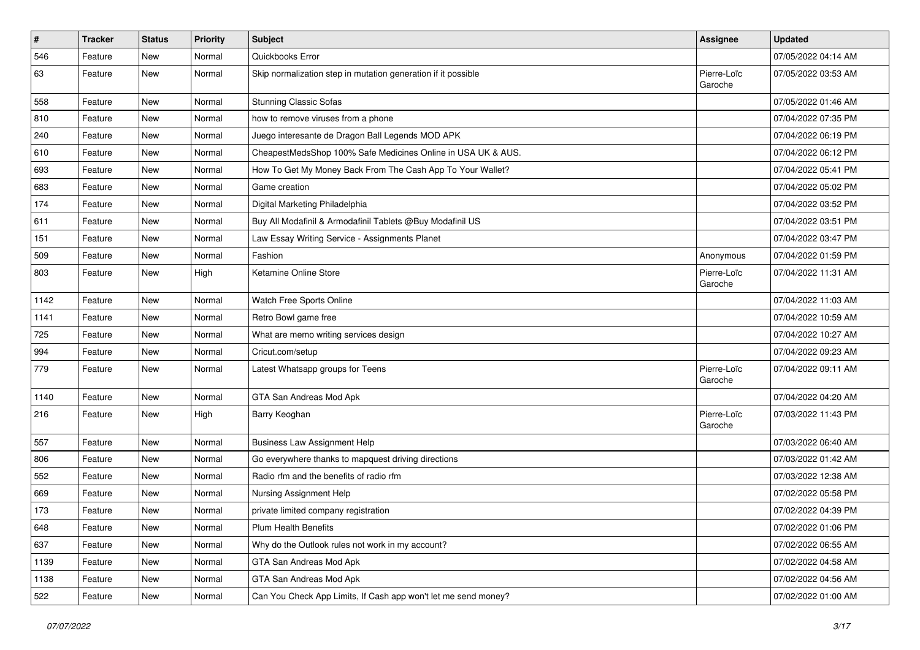| # | Tracker | Status | Priority | Subject | Assignee | Updated |
|---|---|---|---|---|---|---|
| 546 | Feature | New | Normal | Quickbooks Error | | 07/05/2022 04:14 AM |
| 63 | Feature | New | Normal | Skip normalization step in mutation generation if it possible | Pierre-Loïc Garoche | 07/05/2022 03:53 AM |
| 558 | Feature | New | Normal | Stunning Classic Sofas | | 07/05/2022 01:46 AM |
| 810 | Feature | New | Normal | how to remove viruses from a phone | | 07/04/2022 07:35 PM |
| 240 | Feature | New | Normal | Juego interesante de Dragon Ball Legends MOD APK | | 07/04/2022 06:19 PM |
| 610 | Feature | New | Normal | CheapestMedsShop 100% Safe Medicines Online in USA UK & AUS. | | 07/04/2022 06:12 PM |
| 693 | Feature | New | Normal | How To Get My Money Back From The Cash App To Your Wallet? | | 07/04/2022 05:41 PM |
| 683 | Feature | New | Normal | Game creation | | 07/04/2022 05:02 PM |
| 174 | Feature | New | Normal | Digital Marketing Philadelphia | | 07/04/2022 03:52 PM |
| 611 | Feature | New | Normal | Buy All Modafinil & Armodafinil Tablets @Buy Modafinil US | | 07/04/2022 03:51 PM |
| 151 | Feature | New | Normal | Law Essay Writing Service - Assignments Planet | | 07/04/2022 03:47 PM |
| 509 | Feature | New | Normal | Fashion | Anonymous | 07/04/2022 01:59 PM |
| 803 | Feature | New | High | Ketamine Online Store | Pierre-Loïc Garoche | 07/04/2022 11:31 AM |
| 1142 | Feature | New | Normal | Watch Free Sports Online | | 07/04/2022 11:03 AM |
| 1141 | Feature | New | Normal | Retro Bowl game free | | 07/04/2022 10:59 AM |
| 725 | Feature | New | Normal | What are memo writing services design | | 07/04/2022 10:27 AM |
| 994 | Feature | New | Normal | Cricut.com/setup | | 07/04/2022 09:23 AM |
| 779 | Feature | New | Normal | Latest Whatsapp groups for Teens | Pierre-Loïc Garoche | 07/04/2022 09:11 AM |
| 1140 | Feature | New | Normal | GTA San Andreas Mod Apk | | 07/04/2022 04:20 AM |
| 216 | Feature | New | High | Barry Keoghan | Pierre-Loïc Garoche | 07/03/2022 11:43 PM |
| 557 | Feature | New | Normal | Business Law Assignment Help | | 07/03/2022 06:40 AM |
| 806 | Feature | New | Normal | Go everywhere thanks to mapquest driving directions | | 07/03/2022 01:42 AM |
| 552 | Feature | New | Normal | Radio rfm and the benefits of radio rfm | | 07/03/2022 12:38 AM |
| 669 | Feature | New | Normal | Nursing Assignment Help | | 07/02/2022 05:58 PM |
| 173 | Feature | New | Normal | private limited company registration | | 07/02/2022 04:39 PM |
| 648 | Feature | New | Normal | Plum Health Benefits | | 07/02/2022 01:06 PM |
| 637 | Feature | New | Normal | Why do the Outlook rules not work in my account? | | 07/02/2022 06:55 AM |
| 1139 | Feature | New | Normal | GTA San Andreas Mod Apk | | 07/02/2022 04:58 AM |
| 1138 | Feature | New | Normal | GTA San Andreas Mod Apk | | 07/02/2022 04:56 AM |
| 522 | Feature | New | Normal | Can You Check App Limits, If Cash app won't let me send money? | | 07/02/2022 01:00 AM |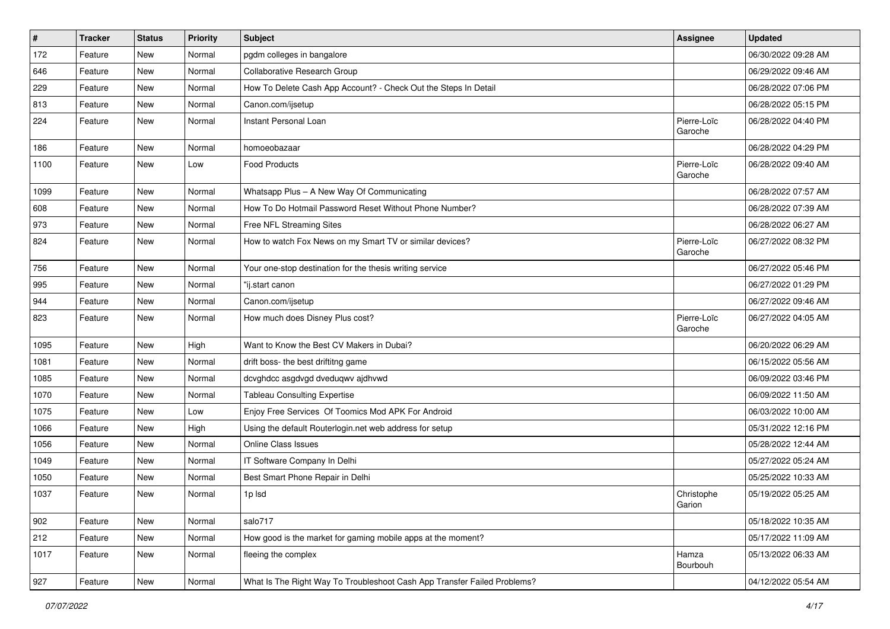| # | Tracker | Status | Priority | Subject | Assignee | Updated |
|---|---|---|---|---|---|---|
| 172 | Feature | New | Normal | pgdm colleges in bangalore | | 06/30/2022 09:28 AM |
| 646 | Feature | New | Normal | Collaborative Research Group | | 06/29/2022 09:46 AM |
| 229 | Feature | New | Normal | How To Delete Cash App Account? - Check Out the Steps In Detail | | 06/28/2022 07:06 PM |
| 813 | Feature | New | Normal | Canon.com/ijsetup | | 06/28/2022 05:15 PM |
| 224 | Feature | New | Normal | Instant Personal Loan | Pierre-Loïc Garoche | 06/28/2022 04:40 PM |
| 186 | Feature | New | Normal | homoeobazaar | | 06/28/2022 04:29 PM |
| 1100 | Feature | New | Low | Food Products | Pierre-Loïc Garoche | 06/28/2022 09:40 AM |
| 1099 | Feature | New | Normal | Whatsapp Plus – A New Way Of Communicating | | 06/28/2022 07:57 AM |
| 608 | Feature | New | Normal | How To Do Hotmail Password Reset Without Phone Number? | | 06/28/2022 07:39 AM |
| 973 | Feature | New | Normal | Free NFL Streaming Sites | | 06/28/2022 06:27 AM |
| 824 | Feature | New | Normal | How to watch Fox News on my Smart TV or similar devices? | Pierre-Loïc Garoche | 06/27/2022 08:32 PM |
| 756 | Feature | New | Normal | Your one-stop destination for the thesis writing service | | 06/27/2022 05:46 PM |
| 995 | Feature | New | Normal | "ij.start canon | | 06/27/2022 01:29 PM |
| 944 | Feature | New | Normal | Canon.com/ijsetup | | 06/27/2022 09:46 AM |
| 823 | Feature | New | Normal | How much does Disney Plus cost? | Pierre-Loïc Garoche | 06/27/2022 04:05 AM |
| 1095 | Feature | New | High | Want to Know the Best CV Makers in Dubai? | | 06/20/2022 06:29 AM |
| 1081 | Feature | New | Normal | drift boss- the best driftitng game | | 06/15/2022 05:56 AM |
| 1085 | Feature | New | Normal | dcvghdcc asgdvgd dveduqwv ajdhvwd | | 06/09/2022 03:46 PM |
| 1070 | Feature | New | Normal | Tableau Consulting Expertise | | 06/09/2022 11:50 AM |
| 1075 | Feature | New | Low | Enjoy Free Services Of Toomics Mod APK For Android | | 06/03/2022 10:00 AM |
| 1066 | Feature | New | High | Using the default Routerlogin.net web address for setup | | 05/31/2022 12:16 PM |
| 1056 | Feature | New | Normal | Online Class Issues | | 05/28/2022 12:44 AM |
| 1049 | Feature | New | Normal | IT Software Company In Delhi | | 05/27/2022 05:24 AM |
| 1050 | Feature | New | Normal | Best Smart Phone Repair in Delhi | | 05/25/2022 10:33 AM |
| 1037 | Feature | New | Normal | 1p lsd | Christophe Garion | 05/19/2022 05:25 AM |
| 902 | Feature | New | Normal | salo717 | | 05/18/2022 10:35 AM |
| 212 | Feature | New | Normal | How good is the market for gaming mobile apps at the moment? | | 05/17/2022 11:09 AM |
| 1017 | Feature | New | Normal | fleeing the complex | Hamza Bourbouh | 05/13/2022 06:33 AM |
| 927 | Feature | New | Normal | What Is The Right Way To Troubleshoot Cash App Transfer Failed Problems? | | 04/12/2022 05:54 AM |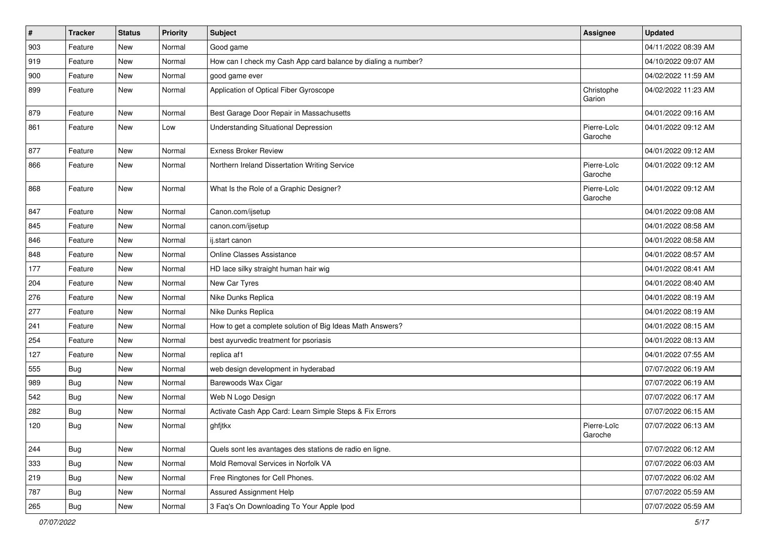| # | Tracker | Status | Priority | Subject | Assignee | Updated |
| --- | --- | --- | --- | --- | --- | --- |
| 903 | Feature | New | Normal | Good game | | 04/11/2022 08:39 AM |
| 919 | Feature | New | Normal | How can I check my Cash App card balance by dialing a number? | | 04/10/2022 09:07 AM |
| 900 | Feature | New | Normal | good game ever | | 04/02/2022 11:59 AM |
| 899 | Feature | New | Normal | Application of Optical Fiber Gyroscope | Christophe Garion | 04/02/2022 11:23 AM |
| 879 | Feature | New | Normal | Best Garage Door Repair in Massachusetts | | 04/01/2022 09:16 AM |
| 861 | Feature | New | Low | Understanding Situational Depression | Pierre-Loïc Garoche | 04/01/2022 09:12 AM |
| 877 | Feature | New | Normal | Exness Broker Review | | 04/01/2022 09:12 AM |
| 866 | Feature | New | Normal | Northern Ireland Dissertation Writing Service | Pierre-Loïc Garoche | 04/01/2022 09:12 AM |
| 868 | Feature | New | Normal | What Is the Role of a Graphic Designer? | Pierre-Loïc Garoche | 04/01/2022 09:12 AM |
| 847 | Feature | New | Normal | Canon.com/ijsetup | | 04/01/2022 09:08 AM |
| 845 | Feature | New | Normal | canon.com/ijsetup | | 04/01/2022 08:58 AM |
| 846 | Feature | New | Normal | ij.start canon | | 04/01/2022 08:58 AM |
| 848 | Feature | New | Normal | Online Classes Assistance | | 04/01/2022 08:57 AM |
| 177 | Feature | New | Normal | HD lace silky straight human hair wig | | 04/01/2022 08:41 AM |
| 204 | Feature | New | Normal | New Car Tyres | | 04/01/2022 08:40 AM |
| 276 | Feature | New | Normal | Nike Dunks Replica | | 04/01/2022 08:19 AM |
| 277 | Feature | New | Normal | Nike Dunks Replica | | 04/01/2022 08:19 AM |
| 241 | Feature | New | Normal | How to get a complete solution of Big Ideas Math Answers? | | 04/01/2022 08:15 AM |
| 254 | Feature | New | Normal | best ayurvedic treatment for psoriasis | | 04/01/2022 08:13 AM |
| 127 | Feature | New | Normal | replica af1 | | 04/01/2022 07:55 AM |
| 555 | Bug | New | Normal | web design development in hyderabad | | 07/07/2022 06:19 AM |
| 989 | Bug | New | Normal | Barewoods Wax Cigar | | 07/07/2022 06:19 AM |
| 542 | Bug | New | Normal | Web N Logo Design | | 07/07/2022 06:17 AM |
| 282 | Bug | New | Normal | Activate Cash App Card: Learn Simple Steps & Fix Errors | | 07/07/2022 06:15 AM |
| 120 | Bug | New | Normal | ghfjtkx | Pierre-Loïc Garoche | 07/07/2022 06:13 AM |
| 244 | Bug | New | Normal | Quels sont les avantages des stations de radio en ligne. | | 07/07/2022 06:12 AM |
| 333 | Bug | New | Normal | Mold Removal Services in Norfolk VA | | 07/07/2022 06:03 AM |
| 219 | Bug | New | Normal | Free Ringtones for Cell Phones. | | 07/07/2022 06:02 AM |
| 787 | Bug | New | Normal | Assured Assignment Help | | 07/07/2022 05:59 AM |
| 265 | Bug | New | Normal | 3 Faq's On Downloading To Your Apple Ipod | | 07/07/2022 05:59 AM |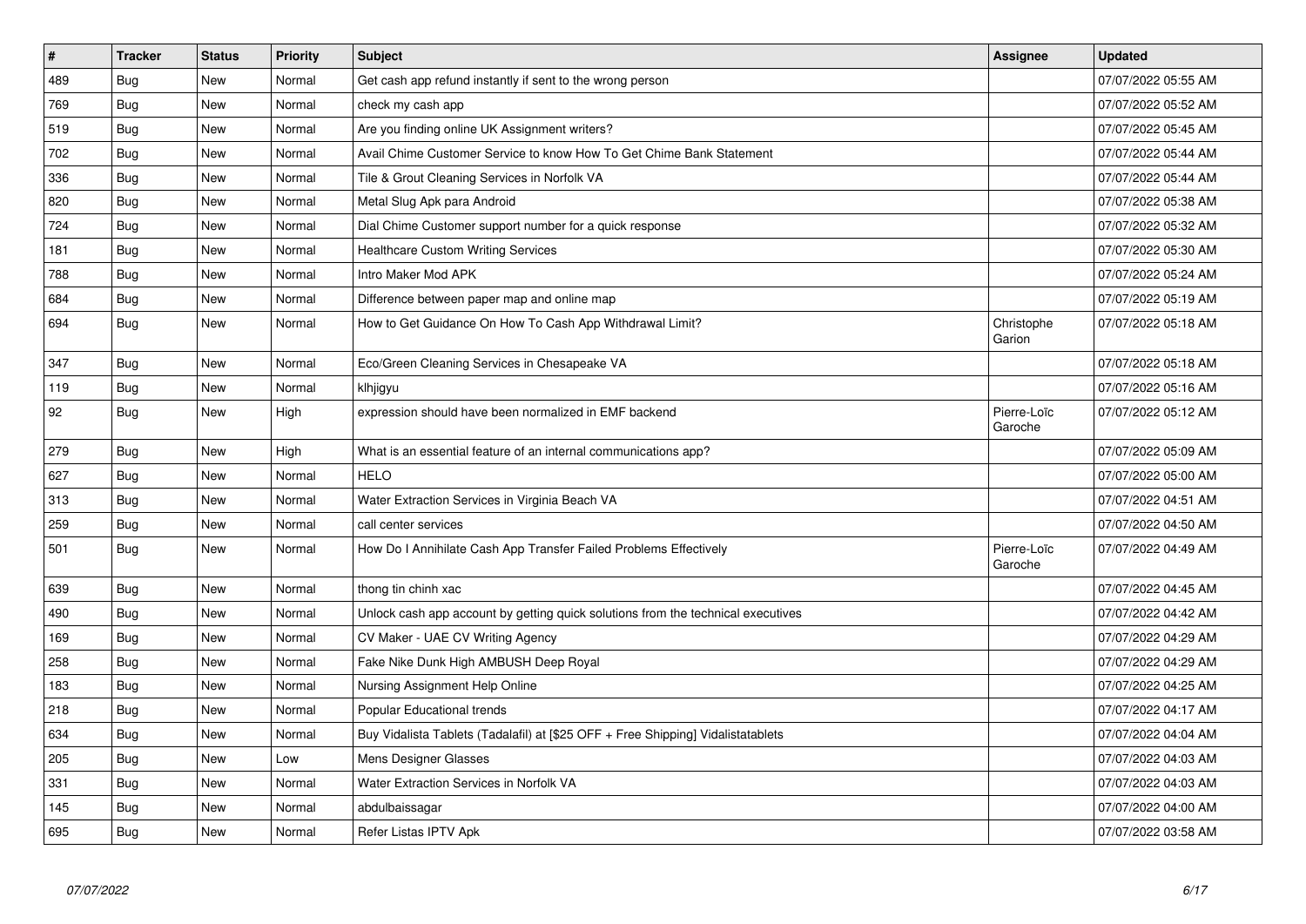| # | Tracker | Status | Priority | Subject | Assignee | Updated |
|---|---|---|---|---|---|---|
| 489 | Bug | New | Normal | Get cash app refund instantly if sent to the wrong person | | 07/07/2022 05:55 AM |
| 769 | Bug | New | Normal | check my cash app | | 07/07/2022 05:52 AM |
| 519 | Bug | New | Normal | Are you finding online UK Assignment writers? | | 07/07/2022 05:45 AM |
| 702 | Bug | New | Normal | Avail Chime Customer Service to know How To Get Chime Bank Statement | | 07/07/2022 05:44 AM |
| 336 | Bug | New | Normal | Tile & Grout Cleaning Services in Norfolk VA | | 07/07/2022 05:44 AM |
| 820 | Bug | New | Normal | Metal Slug Apk para Android | | 07/07/2022 05:38 AM |
| 724 | Bug | New | Normal | Dial Chime Customer support number for a quick response | | 07/07/2022 05:32 AM |
| 181 | Bug | New | Normal | Healthcare Custom Writing Services | | 07/07/2022 05:30 AM |
| 788 | Bug | New | Normal | Intro Maker Mod APK | | 07/07/2022 05:24 AM |
| 684 | Bug | New | Normal | Difference between paper map and online map | | 07/07/2022 05:19 AM |
| 694 | Bug | New | Normal | How to Get Guidance On How To Cash App Withdrawal Limit? | Christophe Garion | 07/07/2022 05:18 AM |
| 347 | Bug | New | Normal | Eco/Green Cleaning Services in Chesapeake VA | | 07/07/2022 05:18 AM |
| 119 | Bug | New | Normal | klhjigyu | | 07/07/2022 05:16 AM |
| 92 | Bug | New | High | expression should have been normalized in EMF backend | Pierre-Loïc Garoche | 07/07/2022 05:12 AM |
| 279 | Bug | New | High | What is an essential feature of an internal communications app? | | 07/07/2022 05:09 AM |
| 627 | Bug | New | Normal | HELO | | 07/07/2022 05:00 AM |
| 313 | Bug | New | Normal | Water Extraction Services in Virginia Beach VA | | 07/07/2022 04:51 AM |
| 259 | Bug | New | Normal | call center services | | 07/07/2022 04:50 AM |
| 501 | Bug | New | Normal | How Do I Annihilate Cash App Transfer Failed Problems Effectively | Pierre-Loïc Garoche | 07/07/2022 04:49 AM |
| 639 | Bug | New | Normal | thong tin chinh xac | | 07/07/2022 04:45 AM |
| 490 | Bug | New | Normal | Unlock cash app account by getting quick solutions from the technical executives | | 07/07/2022 04:42 AM |
| 169 | Bug | New | Normal | CV Maker - UAE CV Writing Agency | | 07/07/2022 04:29 AM |
| 258 | Bug | New | Normal | Fake Nike Dunk High AMBUSH Deep Royal | | 07/07/2022 04:29 AM |
| 183 | Bug | New | Normal | Nursing Assignment Help Online | | 07/07/2022 04:25 AM |
| 218 | Bug | New | Normal | Popular Educational trends | | 07/07/2022 04:17 AM |
| 634 | Bug | New | Normal | Buy Vidalista Tablets (Tadalafil) at [$25 OFF + Free Shipping] Vidalistatablets | | 07/07/2022 04:04 AM |
| 205 | Bug | New | Low | Mens Designer Glasses | | 07/07/2022 04:03 AM |
| 331 | Bug | New | Normal | Water Extraction Services in Norfolk VA | | 07/07/2022 04:03 AM |
| 145 | Bug | New | Normal | abdulbaissagar | | 07/07/2022 04:00 AM |
| 695 | Bug | New | Normal | Refer Listas IPTV Apk | | 07/07/2022 03:58 AM |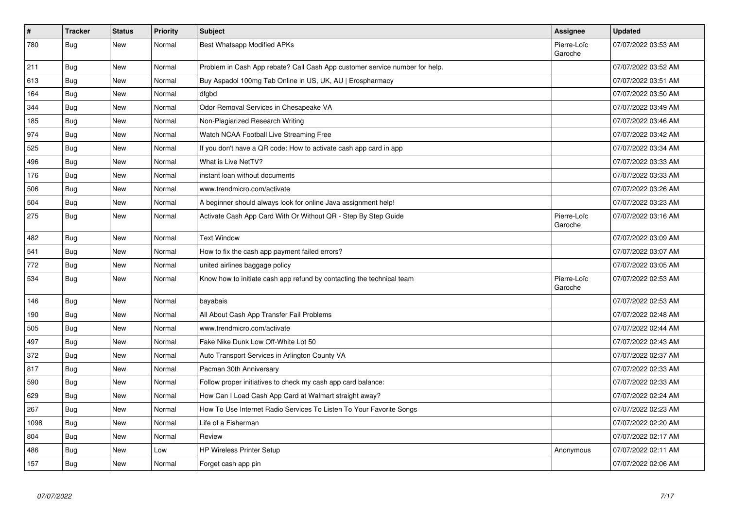| # | Tracker | Status | Priority | Subject | Assignee | Updated |
|---|---|---|---|---|---|---|
| 780 | Bug | New | Normal | Best Whatsapp Modified APKs | Pierre-Loïc Garoche | 07/07/2022 03:53 AM |
| 211 | Bug | New | Normal | Problem in Cash App rebate? Call Cash App customer service number for help. | | 07/07/2022 03:52 AM |
| 613 | Bug | New | Normal | Buy Aspadol 100mg Tab Online in US, UK, AU \| Erospharmacy | | 07/07/2022 03:51 AM |
| 164 | Bug | New | Normal | dfgbd | | 07/07/2022 03:50 AM |
| 344 | Bug | New | Normal | Odor Removal Services in Chesapeake VA | | 07/07/2022 03:49 AM |
| 185 | Bug | New | Normal | Non-Plagiarized Research Writing | | 07/07/2022 03:46 AM |
| 974 | Bug | New | Normal | Watch NCAA Football Live Streaming Free | | 07/07/2022 03:42 AM |
| 525 | Bug | New | Normal | If you don't have a QR code: How to activate cash app card in app | | 07/07/2022 03:34 AM |
| 496 | Bug | New | Normal | What is Live NetTV? | | 07/07/2022 03:33 AM |
| 176 | Bug | New | Normal | instant loan without documents | | 07/07/2022 03:33 AM |
| 506 | Bug | New | Normal | www.trendmicro.com/activate | | 07/07/2022 03:26 AM |
| 504 | Bug | New | Normal | A beginner should always look for online Java assignment help! | | 07/07/2022 03:23 AM |
| 275 | Bug | New | Normal | Activate Cash App Card With Or Without QR - Step By Step Guide | Pierre-Loïc Garoche | 07/07/2022 03:16 AM |
| 482 | Bug | New | Normal | Text Window | | 07/07/2022 03:09 AM |
| 541 | Bug | New | Normal | How to fix the cash app payment failed errors? | | 07/07/2022 03:07 AM |
| 772 | Bug | New | Normal | united airlines baggage policy | | 07/07/2022 03:05 AM |
| 534 | Bug | New | Normal | Know how to initiate cash app refund by contacting the technical team | Pierre-Loïc Garoche | 07/07/2022 02:53 AM |
| 146 | Bug | New | Normal | bayabais | | 07/07/2022 02:53 AM |
| 190 | Bug | New | Normal | All About Cash App Transfer Fail Problems | | 07/07/2022 02:48 AM |
| 505 | Bug | New | Normal | www.trendmicro.com/activate | | 07/07/2022 02:44 AM |
| 497 | Bug | New | Normal | Fake Nike Dunk Low Off-White Lot 50 | | 07/07/2022 02:43 AM |
| 372 | Bug | New | Normal | Auto Transport Services in Arlington County VA | | 07/07/2022 02:37 AM |
| 817 | Bug | New | Normal | Pacman 30th Anniversary | | 07/07/2022 02:33 AM |
| 590 | Bug | New | Normal | Follow proper initiatives to check my cash app card balance: | | 07/07/2022 02:33 AM |
| 629 | Bug | New | Normal | How Can I Load Cash App Card at Walmart straight away? | | 07/07/2022 02:24 AM |
| 267 | Bug | New | Normal | How To Use Internet Radio Services To Listen To Your Favorite Songs | | 07/07/2022 02:23 AM |
| 1098 | Bug | New | Normal | Life of a Fisherman | | 07/07/2022 02:20 AM |
| 804 | Bug | New | Normal | Review | | 07/07/2022 02:17 AM |
| 486 | Bug | New | Low | HP Wireless Printer Setup | Anonymous | 07/07/2022 02:11 AM |
| 157 | Bug | New | Normal | Forget cash app pin | | 07/07/2022 02:06 AM |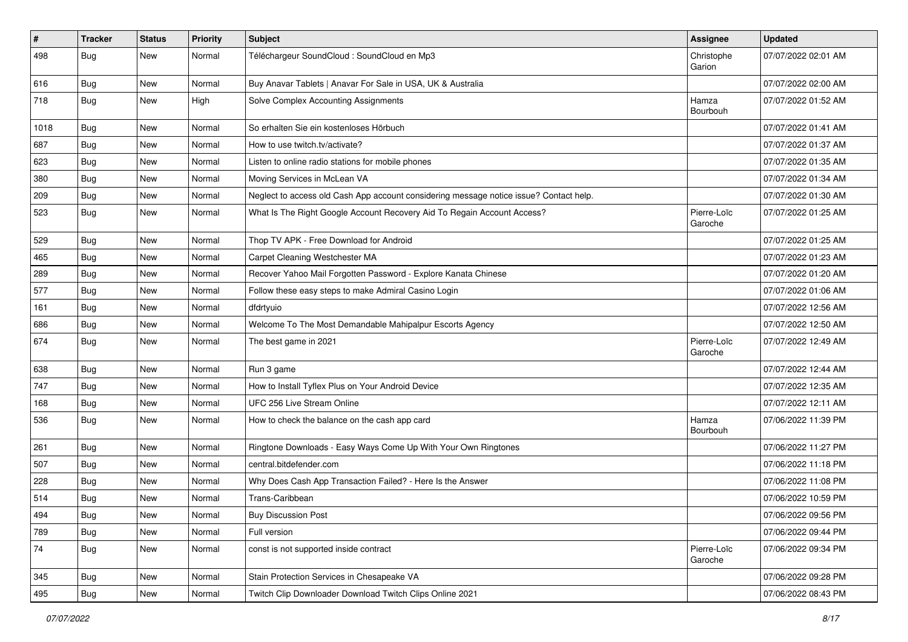| # | Tracker | Status | Priority | Subject | Assignee | Updated |
|---|---|---|---|---|---|---|
| 498 | Bug | New | Normal | Téléchargeur SoundCloud : SoundCloud en Mp3 | Christophe Garion | 07/07/2022 02:01 AM |
| 616 | Bug | New | Normal | Buy Anavar Tablets \| Anavar For Sale in USA, UK & Australia | | 07/07/2022 02:00 AM |
| 718 | Bug | New | High | Solve Complex Accounting Assignments | Hamza Bourbouh | 07/07/2022 01:52 AM |
| 1018 | Bug | New | Normal | So erhalten Sie ein kostenloses Hörbuch | | 07/07/2022 01:41 AM |
| 687 | Bug | New | Normal | How to use twitch.tv/activate? | | 07/07/2022 01:37 AM |
| 623 | Bug | New | Normal | Listen to online radio stations for mobile phones | | 07/07/2022 01:35 AM |
| 380 | Bug | New | Normal | Moving Services in McLean VA | | 07/07/2022 01:34 AM |
| 209 | Bug | New | Normal | Neglect to access old Cash App account considering message notice issue? Contact help. | | 07/07/2022 01:30 AM |
| 523 | Bug | New | Normal | What Is The Right Google Account Recovery Aid To Regain Account Access? | Pierre-Loïc Garoche | 07/07/2022 01:25 AM |
| 529 | Bug | New | Normal | Thop TV APK - Free Download for Android | | 07/07/2022 01:25 AM |
| 465 | Bug | New | Normal | Carpet Cleaning Westchester MA | | 07/07/2022 01:23 AM |
| 289 | Bug | New | Normal | Recover Yahoo Mail Forgotten Password - Explore Kanata Chinese | | 07/07/2022 01:20 AM |
| 577 | Bug | New | Normal | Follow these easy steps to make Admiral Casino Login | | 07/07/2022 01:06 AM |
| 161 | Bug | New | Normal | dfdrtyuio | | 07/07/2022 12:56 AM |
| 686 | Bug | New | Normal | Welcome To The Most Demandable Mahipalpur Escorts Agency | | 07/07/2022 12:50 AM |
| 674 | Bug | New | Normal | The best game in 2021 | Pierre-Loïc Garoche | 07/07/2022 12:49 AM |
| 638 | Bug | New | Normal | Run 3 game | | 07/07/2022 12:44 AM |
| 747 | Bug | New | Normal | How to Install Tyflex Plus on Your Android Device | | 07/07/2022 12:35 AM |
| 168 | Bug | New | Normal | UFC 256 Live Stream Online | | 07/07/2022 12:11 AM |
| 536 | Bug | New | Normal | How to check the balance on the cash app card | Hamza Bourbouh | 07/06/2022 11:39 PM |
| 261 | Bug | New | Normal | Ringtone Downloads - Easy Ways Come Up With Your Own Ringtones | | 07/06/2022 11:27 PM |
| 507 | Bug | New | Normal | central.bitdefender.com | | 07/06/2022 11:18 PM |
| 228 | Bug | New | Normal | Why Does Cash App Transaction Failed? - Here Is the Answer | | 07/06/2022 11:08 PM |
| 514 | Bug | New | Normal | Trans-Caribbean | | 07/06/2022 10:59 PM |
| 494 | Bug | New | Normal | Buy Discussion Post | | 07/06/2022 09:56 PM |
| 789 | Bug | New | Normal | Full version | | 07/06/2022 09:44 PM |
| 74 | Bug | New | Normal | const is not supported inside contract | Pierre-Loïc Garoche | 07/06/2022 09:34 PM |
| 345 | Bug | New | Normal | Stain Protection Services in Chesapeake VA | | 07/06/2022 09:28 PM |
| 495 | Bug | New | Normal | Twitch Clip Downloader Download Twitch Clips Online 2021 | | 07/06/2022 08:43 PM |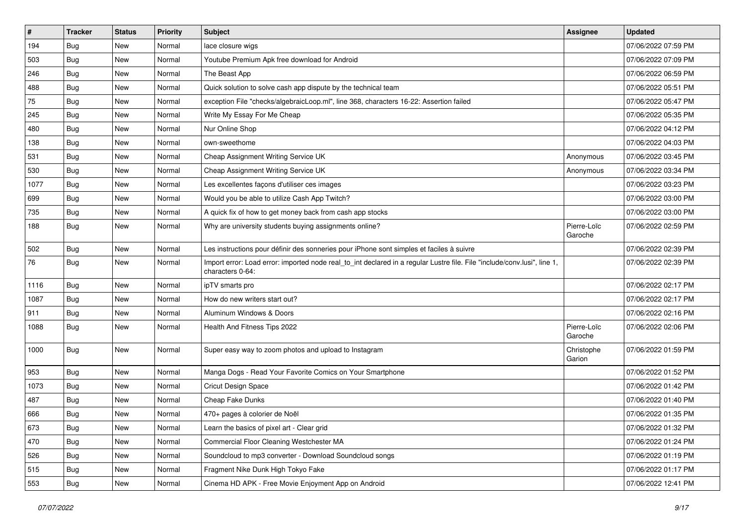| # | Tracker | Status | Priority | Subject | Assignee | Updated |
| --- | --- | --- | --- | --- | --- | --- |
| 194 | Bug | New | Normal | lace closure wigs |  | 07/06/2022 07:59 PM |
| 503 | Bug | New | Normal | Youtube Premium Apk free download for Android |  | 07/06/2022 07:09 PM |
| 246 | Bug | New | Normal | The Beast App |  | 07/06/2022 06:59 PM |
| 488 | Bug | New | Normal | Quick solution to solve cash app dispute by the technical team |  | 07/06/2022 05:51 PM |
| 75 | Bug | New | Normal | exception File "checks/algebraicLoop.ml", line 368, characters 16-22: Assertion failed |  | 07/06/2022 05:47 PM |
| 245 | Bug | New | Normal | Write My Essay For Me Cheap |  | 07/06/2022 05:35 PM |
| 480 | Bug | New | Normal | Nur Online Shop |  | 07/06/2022 04:12 PM |
| 138 | Bug | New | Normal | own-sweethome |  | 07/06/2022 04:03 PM |
| 531 | Bug | New | Normal | Cheap Assignment Writing Service UK | Anonymous | 07/06/2022 03:45 PM |
| 530 | Bug | New | Normal | Cheap Assignment Writing Service UK | Anonymous | 07/06/2022 03:34 PM |
| 1077 | Bug | New | Normal | Les excellentes façons d'utiliser ces images |  | 07/06/2022 03:23 PM |
| 699 | Bug | New | Normal | Would you be able to utilize Cash App Twitch? |  | 07/06/2022 03:00 PM |
| 735 | Bug | New | Normal | A quick fix of how to get money back from cash app stocks |  | 07/06/2022 03:00 PM |
| 188 | Bug | New | Normal | Why are university students buying assignments online? | Pierre-Loïc Garoche | 07/06/2022 02:59 PM |
| 502 | Bug | New | Normal | Les instructions pour définir des sonneries pour iPhone sont simples et faciles à suivre |  | 07/06/2022 02:39 PM |
| 76 | Bug | New | Normal | Import error: Load error: imported node real_to_int declared in a regular Lustre file. File "include/conv.lusi", line 1, characters 0-64: |  | 07/06/2022 02:39 PM |
| 1116 | Bug | New | Normal | ipTV smarts pro |  | 07/06/2022 02:17 PM |
| 1087 | Bug | New | Normal | How do new writers start out? |  | 07/06/2022 02:17 PM |
| 911 | Bug | New | Normal | Aluminum Windows & Doors |  | 07/06/2022 02:16 PM |
| 1088 | Bug | New | Normal | Health And Fitness Tips 2022 | Pierre-Loïc Garoche | 07/06/2022 02:06 PM |
| 1000 | Bug | New | Normal | Super easy way to zoom photos and upload to Instagram | Christophe Garion | 07/06/2022 01:59 PM |
| 953 | Bug | New | Normal | Manga Dogs - Read Your Favorite Comics on Your Smartphone |  | 07/06/2022 01:52 PM |
| 1073 | Bug | New | Normal | Cricut Design Space |  | 07/06/2022 01:42 PM |
| 487 | Bug | New | Normal | Cheap Fake Dunks |  | 07/06/2022 01:40 PM |
| 666 | Bug | New | Normal | 470+ pages à colorier de Noël |  | 07/06/2022 01:35 PM |
| 673 | Bug | New | Normal | Learn the basics of pixel art - Clear grid |  | 07/06/2022 01:32 PM |
| 470 | Bug | New | Normal | Commercial Floor Cleaning Westchester MA |  | 07/06/2022 01:24 PM |
| 526 | Bug | New | Normal | Soundcloud to mp3 converter - Download Soundcloud songs |  | 07/06/2022 01:19 PM |
| 515 | Bug | New | Normal | Fragment Nike Dunk High Tokyo Fake |  | 07/06/2022 01:17 PM |
| 553 | Bug | New | Normal | Cinema HD APK - Free Movie Enjoyment App on Android |  | 07/06/2022 12:41 PM |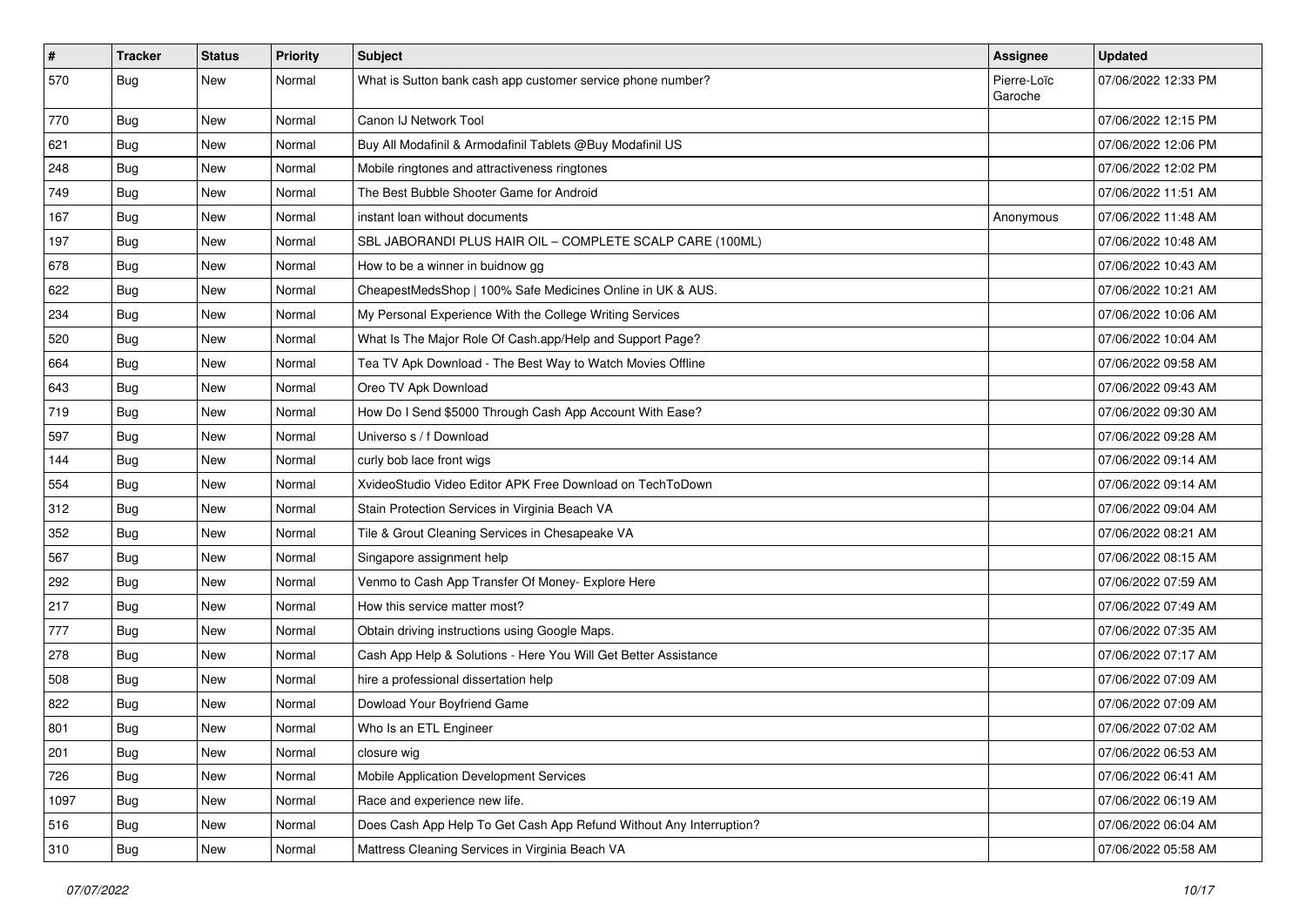| # | Tracker | Status | Priority | Subject | Assignee | Updated |
|---|---|---|---|---|---|---|
| 570 | Bug | New | Normal | What is Sutton bank cash app customer service phone number? | Pierre-Loïc Garoche | 07/06/2022 12:33 PM |
| 770 | Bug | New | Normal | Canon IJ Network Tool | | 07/06/2022 12:15 PM |
| 621 | Bug | New | Normal | Buy All Modafinil & Armodafinil Tablets @Buy Modafinil US | | 07/06/2022 12:06 PM |
| 248 | Bug | New | Normal | Mobile ringtones and attractiveness ringtones | | 07/06/2022 12:02 PM |
| 749 | Bug | New | Normal | The Best Bubble Shooter Game for Android | | 07/06/2022 11:51 AM |
| 167 | Bug | New | Normal | instant loan without documents | Anonymous | 07/06/2022 11:48 AM |
| 197 | Bug | New | Normal | SBL JABORANDI PLUS HAIR OIL – COMPLETE SCALP CARE (100ML) | | 07/06/2022 10:48 AM |
| 678 | Bug | New | Normal | How to be a winner in buidnow gg | | 07/06/2022 10:43 AM |
| 622 | Bug | New | Normal | CheapestMedsShop \| 100% Safe Medicines Online in UK & AUS. | | 07/06/2022 10:21 AM |
| 234 | Bug | New | Normal | My Personal Experience With the College Writing Services | | 07/06/2022 10:06 AM |
| 520 | Bug | New | Normal | What Is The Major Role Of Cash.app/Help and Support Page? | | 07/06/2022 10:04 AM |
| 664 | Bug | New | Normal | Tea TV Apk Download - The Best Way to Watch Movies Offline | | 07/06/2022 09:58 AM |
| 643 | Bug | New | Normal | Oreo TV Apk Download | | 07/06/2022 09:43 AM |
| 719 | Bug | New | Normal | How Do I Send $5000 Through Cash App Account With Ease? | | 07/06/2022 09:30 AM |
| 597 | Bug | New | Normal | Universo s / f Download | | 07/06/2022 09:28 AM |
| 144 | Bug | New | Normal | curly bob lace front wigs | | 07/06/2022 09:14 AM |
| 554 | Bug | New | Normal | XvideoStudio Video Editor APK Free Download on TechToDown | | 07/06/2022 09:14 AM |
| 312 | Bug | New | Normal | Stain Protection Services in Virginia Beach VA | | 07/06/2022 09:04 AM |
| 352 | Bug | New | Normal | Tile & Grout Cleaning Services in Chesapeake VA | | 07/06/2022 08:21 AM |
| 567 | Bug | New | Normal | Singapore assignment help | | 07/06/2022 08:15 AM |
| 292 | Bug | New | Normal | Venmo to Cash App Transfer Of Money- Explore Here | | 07/06/2022 07:59 AM |
| 217 | Bug | New | Normal | How this service matter most? | | 07/06/2022 07:49 AM |
| 777 | Bug | New | Normal | Obtain driving instructions using Google Maps. | | 07/06/2022 07:35 AM |
| 278 | Bug | New | Normal | Cash App Help & Solutions - Here You Will Get Better Assistance | | 07/06/2022 07:17 AM |
| 508 | Bug | New | Normal | hire a professional dissertation help | | 07/06/2022 07:09 AM |
| 822 | Bug | New | Normal | Dowload Your Boyfriend Game | | 07/06/2022 07:09 AM |
| 801 | Bug | New | Normal | Who Is an ETL Engineer | | 07/06/2022 07:02 AM |
| 201 | Bug | New | Normal | closure wig | | 07/06/2022 06:53 AM |
| 726 | Bug | New | Normal | Mobile Application Development Services | | 07/06/2022 06:41 AM |
| 1097 | Bug | New | Normal | Race and experience new life. | | 07/06/2022 06:19 AM |
| 516 | Bug | New | Normal | Does Cash App Help To Get Cash App Refund Without Any Interruption? | | 07/06/2022 06:04 AM |
| 310 | Bug | New | Normal | Mattress Cleaning Services in Virginia Beach VA | | 07/06/2022 05:58 AM |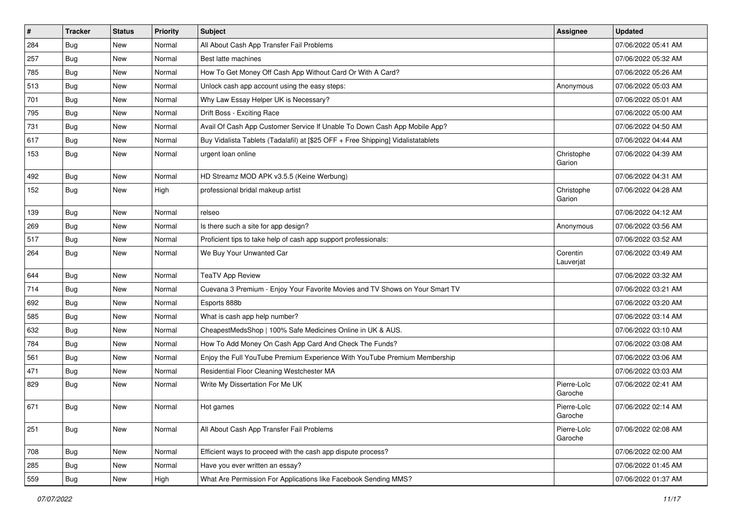| # | Tracker | Status | Priority | Subject | Assignee | Updated |
| --- | --- | --- | --- | --- | --- | --- |
| 284 | Bug | New | Normal | All About Cash App Transfer Fail Problems |  | 07/06/2022 05:41 AM |
| 257 | Bug | New | Normal | Best latte machines |  | 07/06/2022 05:32 AM |
| 785 | Bug | New | Normal | How To Get Money Off Cash App Without Card Or With A Card? |  | 07/06/2022 05:26 AM |
| 513 | Bug | New | Normal | Unlock cash app account using the easy steps: | Anonymous | 07/06/2022 05:03 AM |
| 701 | Bug | New | Normal | Why Law Essay Helper UK is Necessary? |  | 07/06/2022 05:01 AM |
| 795 | Bug | New | Normal | Drift Boss - Exciting Race |  | 07/06/2022 05:00 AM |
| 731 | Bug | New | Normal | Avail Of Cash App Customer Service If Unable To Down Cash App Mobile App? |  | 07/06/2022 04:50 AM |
| 617 | Bug | New | Normal | Buy Vidalista Tablets (Tadalafil) at [$25 OFF + Free Shipping] Vidalistatablets |  | 07/06/2022 04:44 AM |
| 153 | Bug | New | Normal | urgent loan online | Christophe Garion | 07/06/2022 04:39 AM |
| 492 | Bug | New | Normal | HD Streamz MOD APK v3.5.5 (Keine Werbung) |  | 07/06/2022 04:31 AM |
| 152 | Bug | New | High | professional bridal makeup artist | Christophe Garion | 07/06/2022 04:28 AM |
| 139 | Bug | New | Normal | relseo |  | 07/06/2022 04:12 AM |
| 269 | Bug | New | Normal | Is there such a site for app design? | Anonymous | 07/06/2022 03:56 AM |
| 517 | Bug | New | Normal | Proficient tips to take help of cash app support professionals: |  | 07/06/2022 03:52 AM |
| 264 | Bug | New | Normal | We Buy Your Unwanted Car | Corentin Lauverjat | 07/06/2022 03:49 AM |
| 644 | Bug | New | Normal | TeaTV App Review |  | 07/06/2022 03:32 AM |
| 714 | Bug | New | Normal | Cuevana 3 Premium - Enjoy Your Favorite Movies and TV Shows on Your Smart TV |  | 07/06/2022 03:21 AM |
| 692 | Bug | New | Normal | Esports 888b |  | 07/06/2022 03:20 AM |
| 585 | Bug | New | Normal | What is cash app help number? |  | 07/06/2022 03:14 AM |
| 632 | Bug | New | Normal | CheapestMedsShop \| 100% Safe Medicines Online in UK & AUS. |  | 07/06/2022 03:10 AM |
| 784 | Bug | New | Normal | How To Add Money On Cash App Card And Check The Funds? |  | 07/06/2022 03:08 AM |
| 561 | Bug | New | Normal | Enjoy the Full YouTube Premium Experience With YouTube Premium Membership |  | 07/06/2022 03:06 AM |
| 471 | Bug | New | Normal | Residential Floor Cleaning Westchester MA |  | 07/06/2022 03:03 AM |
| 829 | Bug | New | Normal | Write My Dissertation For Me UK | Pierre-Loïc Garoche | 07/06/2022 02:41 AM |
| 671 | Bug | New | Normal | Hot games | Pierre-Loïc Garoche | 07/06/2022 02:14 AM |
| 251 | Bug | New | Normal | All About Cash App Transfer Fail Problems | Pierre-Loïc Garoche | 07/06/2022 02:08 AM |
| 708 | Bug | New | Normal | Efficient ways to proceed with the cash app dispute process? |  | 07/06/2022 02:00 AM |
| 285 | Bug | New | Normal | Have you ever written an essay? |  | 07/06/2022 01:45 AM |
| 559 | Bug | New | High | What Are Permission For Applications like Facebook Sending MMS? |  | 07/06/2022 01:37 AM |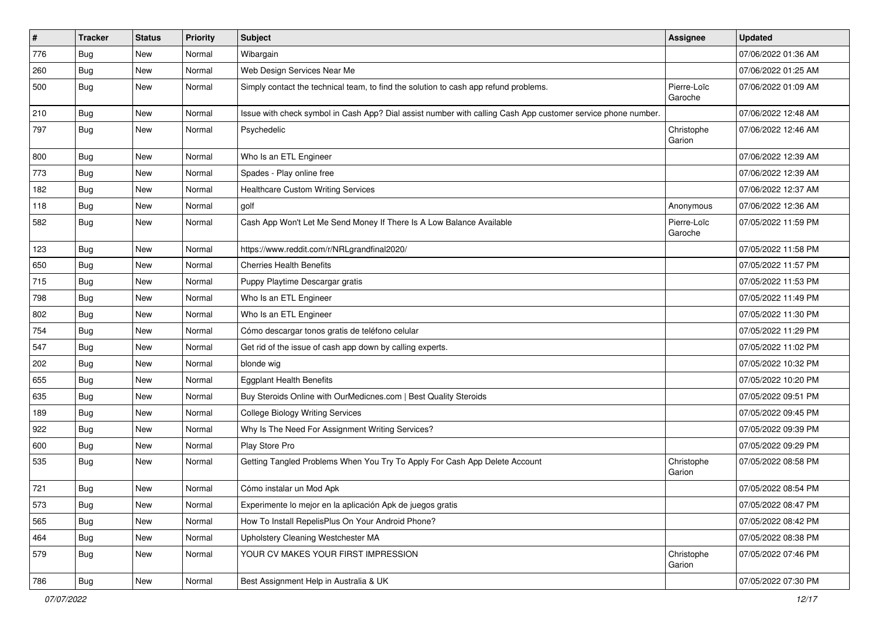| # | Tracker | Status | Priority | Subject | Assignee | Updated |
|---|---|---|---|---|---|---|
| 776 | Bug | New | Normal | Wibargain | | 07/06/2022 01:36 AM |
| 260 | Bug | New | Normal | Web Design Services Near Me | | 07/06/2022 01:25 AM |
| 500 | Bug | New | Normal | Simply contact the technical team, to find the solution to cash app refund problems. | Pierre-Loïc Garoche | 07/06/2022 01:09 AM |
| 210 | Bug | New | Normal | Issue with check symbol in Cash App? Dial assist number with calling Cash App customer service phone number. | | 07/06/2022 12:48 AM |
| 797 | Bug | New | Normal | Psychedelic | Christophe Garion | 07/06/2022 12:46 AM |
| 800 | Bug | New | Normal | Who Is an ETL Engineer | | 07/06/2022 12:39 AM |
| 773 | Bug | New | Normal | Spades - Play online free | | 07/06/2022 12:39 AM |
| 182 | Bug | New | Normal | Healthcare Custom Writing Services | | 07/06/2022 12:37 AM |
| 118 | Bug | New | Normal | golf | Anonymous | 07/06/2022 12:36 AM |
| 582 | Bug | New | Normal | Cash App Won't Let Me Send Money If There Is A Low Balance Available | Pierre-Loïc Garoche | 07/05/2022 11:59 PM |
| 123 | Bug | New | Normal | https://www.reddit.com/r/NRLgrandfinal2020/ | | 07/05/2022 11:58 PM |
| 650 | Bug | New | Normal | Cherries Health Benefits | | 07/05/2022 11:57 PM |
| 715 | Bug | New | Normal | Puppy Playtime Descargar gratis | | 07/05/2022 11:53 PM |
| 798 | Bug | New | Normal | Who Is an ETL Engineer | | 07/05/2022 11:49 PM |
| 802 | Bug | New | Normal | Who Is an ETL Engineer | | 07/05/2022 11:30 PM |
| 754 | Bug | New | Normal | Cómo descargar tonos gratis de teléfono celular | | 07/05/2022 11:29 PM |
| 547 | Bug | New | Normal | Get rid of the issue of cash app down by calling experts. | | 07/05/2022 11:02 PM |
| 202 | Bug | New | Normal | blonde wig | | 07/05/2022 10:32 PM |
| 655 | Bug | New | Normal | Eggplant Health Benefits | | 07/05/2022 10:20 PM |
| 635 | Bug | New | Normal | Buy Steroids Online with OurMedicnes.com \| Best Quality Steroids | | 07/05/2022 09:51 PM |
| 189 | Bug | New | Normal | College Biology Writing Services | | 07/05/2022 09:45 PM |
| 922 | Bug | New | Normal | Why Is The Need For Assignment Writing Services? | | 07/05/2022 09:39 PM |
| 600 | Bug | New | Normal | Play Store Pro | | 07/05/2022 09:29 PM |
| 535 | Bug | New | Normal | Getting Tangled Problems When You Try To Apply For Cash App Delete Account | Christophe Garion | 07/05/2022 08:58 PM |
| 721 | Bug | New | Normal | Cómo instalar un Mod Apk | | 07/05/2022 08:54 PM |
| 573 | Bug | New | Normal | Experimente lo mejor en la aplicación Apk de juegos gratis | | 07/05/2022 08:47 PM |
| 565 | Bug | New | Normal | How To Install RepelisPlus On Your Android Phone? | | 07/05/2022 08:42 PM |
| 464 | Bug | New | Normal | Upholstery Cleaning Westchester MA | | 07/05/2022 08:38 PM |
| 579 | Bug | New | Normal | YOUR CV MAKES YOUR FIRST IMPRESSION | Christophe Garion | 07/05/2022 07:46 PM |
| 786 | Bug | New | Normal | Best Assignment Help in Australia & UK | | 07/05/2022 07:30 PM |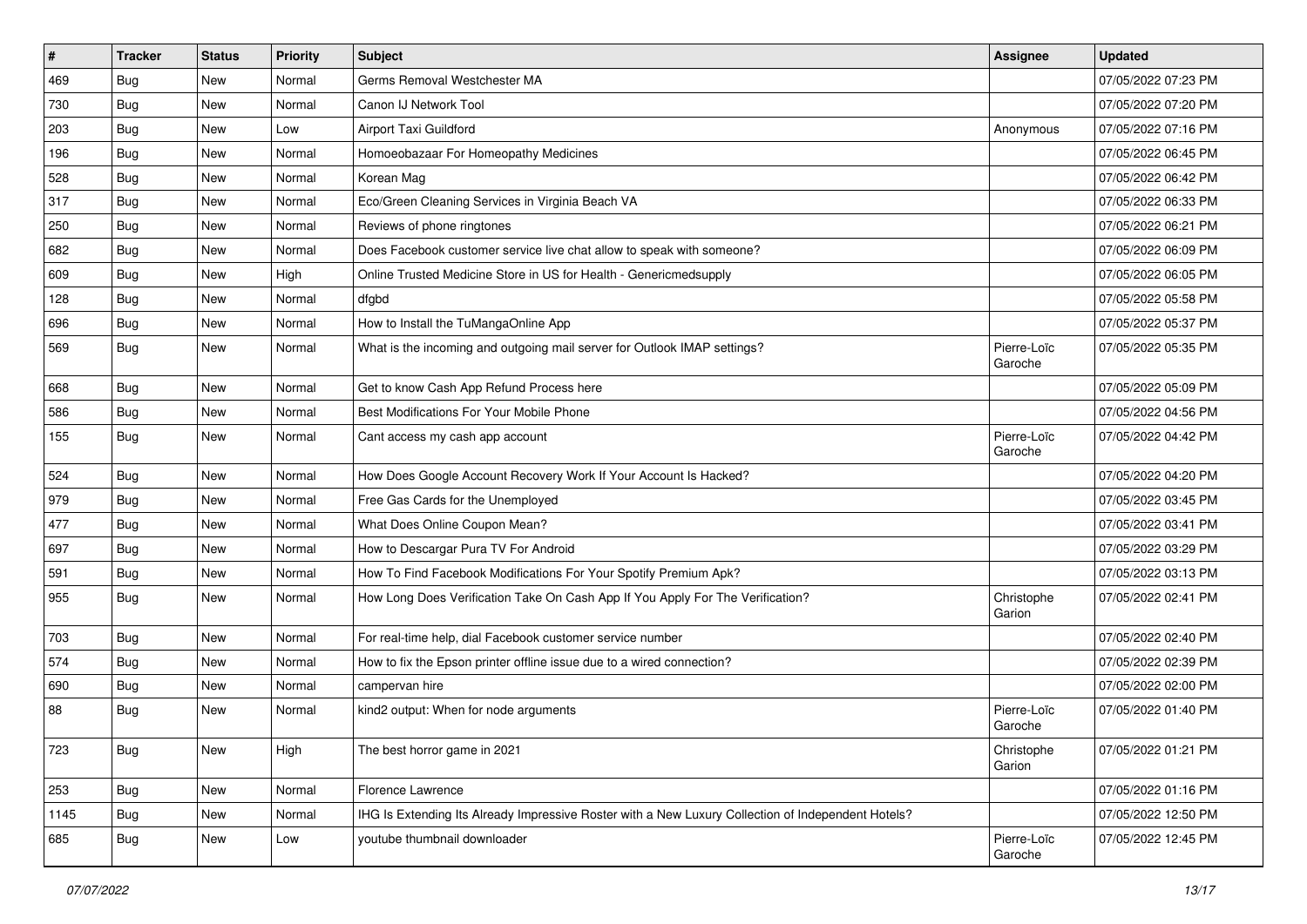| # | Tracker | Status | Priority | Subject | Assignee | Updated |
|---|---|---|---|---|---|---|
| 469 | Bug | New | Normal | Germs Removal Westchester MA | | 07/05/2022 07:23 PM |
| 730 | Bug | New | Normal | Canon IJ Network Tool | | 07/05/2022 07:20 PM |
| 203 | Bug | New | Low | Airport Taxi Guildford | Anonymous | 07/05/2022 07:16 PM |
| 196 | Bug | New | Normal | Homoeobazaar For Homeopathy Medicines | | 07/05/2022 06:45 PM |
| 528 | Bug | New | Normal | Korean Mag | | 07/05/2022 06:42 PM |
| 317 | Bug | New | Normal | Eco/Green Cleaning Services in Virginia Beach VA | | 07/05/2022 06:33 PM |
| 250 | Bug | New | Normal | Reviews of phone ringtones | | 07/05/2022 06:21 PM |
| 682 | Bug | New | Normal | Does Facebook customer service live chat allow to speak with someone? | | 07/05/2022 06:09 PM |
| 609 | Bug | New | High | Online Trusted Medicine Store in US for Health - Genericmedsupply | | 07/05/2022 06:05 PM |
| 128 | Bug | New | Normal | dfgbd | | 07/05/2022 05:58 PM |
| 696 | Bug | New | Normal | How to Install the TuMangaOnline App | | 07/05/2022 05:37 PM |
| 569 | Bug | New | Normal | What is the incoming and outgoing mail server for Outlook IMAP settings? | Pierre-Loïc Garoche | 07/05/2022 05:35 PM |
| 668 | Bug | New | Normal | Get to know Cash App Refund Process here | | 07/05/2022 05:09 PM |
| 586 | Bug | New | Normal | Best Modifications For Your Mobile Phone | | 07/05/2022 04:56 PM |
| 155 | Bug | New | Normal | Cant access my cash app account | Pierre-Loïc Garoche | 07/05/2022 04:42 PM |
| 524 | Bug | New | Normal | How Does Google Account Recovery Work If Your Account Is Hacked? | | 07/05/2022 04:20 PM |
| 979 | Bug | New | Normal | Free Gas Cards for the Unemployed | | 07/05/2022 03:45 PM |
| 477 | Bug | New | Normal | What Does Online Coupon Mean? | | 07/05/2022 03:41 PM |
| 697 | Bug | New | Normal | How to Descargar Pura TV For Android | | 07/05/2022 03:29 PM |
| 591 | Bug | New | Normal | How To Find Facebook Modifications For Your Spotify Premium Apk? | | 07/05/2022 03:13 PM |
| 955 | Bug | New | Normal | How Long Does Verification Take On Cash App If You Apply For The Verification? | Christophe Garion | 07/05/2022 02:41 PM |
| 703 | Bug | New | Normal | For real-time help, dial Facebook customer service number | | 07/05/2022 02:40 PM |
| 574 | Bug | New | Normal | How to fix the Epson printer offline issue due to a wired connection? | | 07/05/2022 02:39 PM |
| 690 | Bug | New | Normal | campervan hire | | 07/05/2022 02:00 PM |
| 88 | Bug | New | Normal | kind2 output: When for node arguments | Pierre-Loïc Garoche | 07/05/2022 01:40 PM |
| 723 | Bug | New | High | The best horror game in 2021 | Christophe Garion | 07/05/2022 01:21 PM |
| 253 | Bug | New | Normal | Florence Lawrence | | 07/05/2022 01:16 PM |
| 1145 | Bug | New | Normal | IHG Is Extending Its Already Impressive Roster with a New Luxury Collection of Independent Hotels? | | 07/05/2022 12:50 PM |
| 685 | Bug | New | Low | youtube thumbnail downloader | Pierre-Loïc Garoche | 07/05/2022 12:45 PM |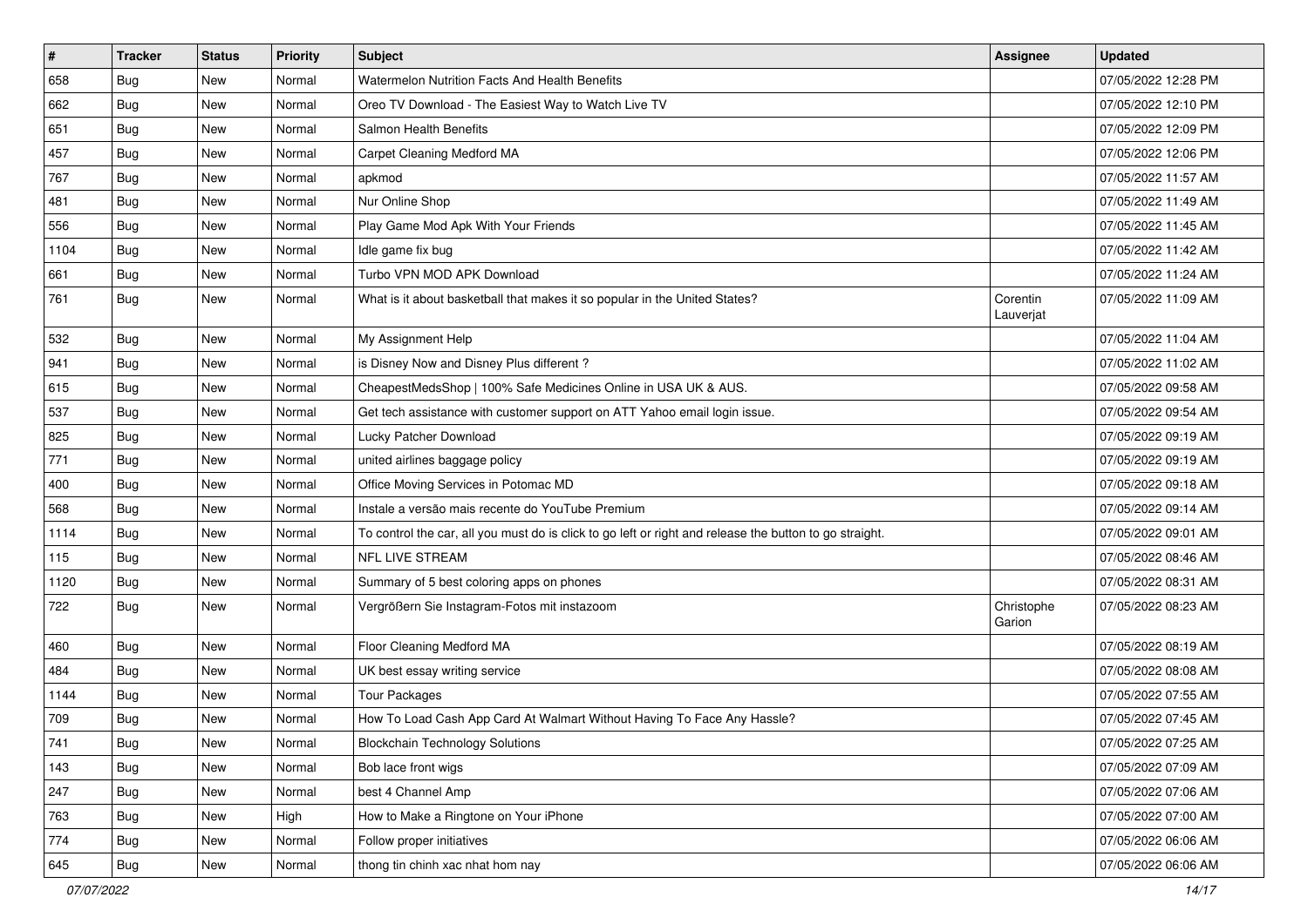| # | Tracker | Status | Priority | Subject | Assignee | Updated |
|---|---|---|---|---|---|---|
| 658 | Bug | New | Normal | Watermelon Nutrition Facts And Health Benefits | | 07/05/2022 12:28 PM |
| 662 | Bug | New | Normal | Oreo TV Download - The Easiest Way to Watch Live TV | | 07/05/2022 12:10 PM |
| 651 | Bug | New | Normal | Salmon Health Benefits | | 07/05/2022 12:09 PM |
| 457 | Bug | New | Normal | Carpet Cleaning Medford MA | | 07/05/2022 12:06 PM |
| 767 | Bug | New | Normal | apkmod | | 07/05/2022 11:57 AM |
| 481 | Bug | New | Normal | Nur Online Shop | | 07/05/2022 11:49 AM |
| 556 | Bug | New | Normal | Play Game Mod Apk With Your Friends | | 07/05/2022 11:45 AM |
| 1104 | Bug | New | Normal | Idle game fix bug | | 07/05/2022 11:42 AM |
| 661 | Bug | New | Normal | Turbo VPN MOD APK Download | | 07/05/2022 11:24 AM |
| 761 | Bug | New | Normal | What is it about basketball that makes it so popular in the United States? | Corentin Lauverjat | 07/05/2022 11:09 AM |
| 532 | Bug | New | Normal | My Assignment Help | | 07/05/2022 11:04 AM |
| 941 | Bug | New | Normal | is Disney Now and Disney Plus different ? | | 07/05/2022 11:02 AM |
| 615 | Bug | New | Normal | CheapestMedsShop &#124; 100% Safe Medicines Online in USA UK & AUS. | | 07/05/2022 09:58 AM |
| 537 | Bug | New | Normal | Get tech assistance with customer support on ATT Yahoo email login issue. | | 07/05/2022 09:54 AM |
| 825 | Bug | New | Normal | Lucky Patcher Download | | 07/05/2022 09:19 AM |
| 771 | Bug | New | Normal | united airlines baggage policy | | 07/05/2022 09:19 AM |
| 400 | Bug | New | Normal | Office Moving Services in Potomac MD | | 07/05/2022 09:18 AM |
| 568 | Bug | New | Normal | Instale a versão mais recente do YouTube Premium | | 07/05/2022 09:14 AM |
| 1114 | Bug | New | Normal | To control the car, all you must do is click to go left or right and release the button to go straight. | | 07/05/2022 09:01 AM |
| 115 | Bug | New | Normal | NFL LIVE STREAM | | 07/05/2022 08:46 AM |
| 1120 | Bug | New | Normal | Summary of 5 best coloring apps on phones | | 07/05/2022 08:31 AM |
| 722 | Bug | New | Normal | Vergrößern Sie Instagram-Fotos mit instazoom | Christophe Garion | 07/05/2022 08:23 AM |
| 460 | Bug | New | Normal | Floor Cleaning Medford MA | | 07/05/2022 08:19 AM |
| 484 | Bug | New | Normal | UK best essay writing service | | 07/05/2022 08:08 AM |
| 1144 | Bug | New | Normal | Tour Packages | | 07/05/2022 07:55 AM |
| 709 | Bug | New | Normal | How To Load Cash App Card At Walmart Without Having To Face Any Hassle? | | 07/05/2022 07:45 AM |
| 741 | Bug | New | Normal | Blockchain Technology Solutions | | 07/05/2022 07:25 AM |
| 143 | Bug | New | Normal | Bob lace front wigs | | 07/05/2022 07:09 AM |
| 247 | Bug | New | Normal | best 4 Channel Amp | | 07/05/2022 07:06 AM |
| 763 | Bug | New | High | How to Make a Ringtone on Your iPhone | | 07/05/2022 07:00 AM |
| 774 | Bug | New | Normal | Follow proper initiatives | | 07/05/2022 06:06 AM |
| 645 | Bug | New | Normal | thong tin chinh xac nhat hom nay | | 07/05/2022 06:06 AM |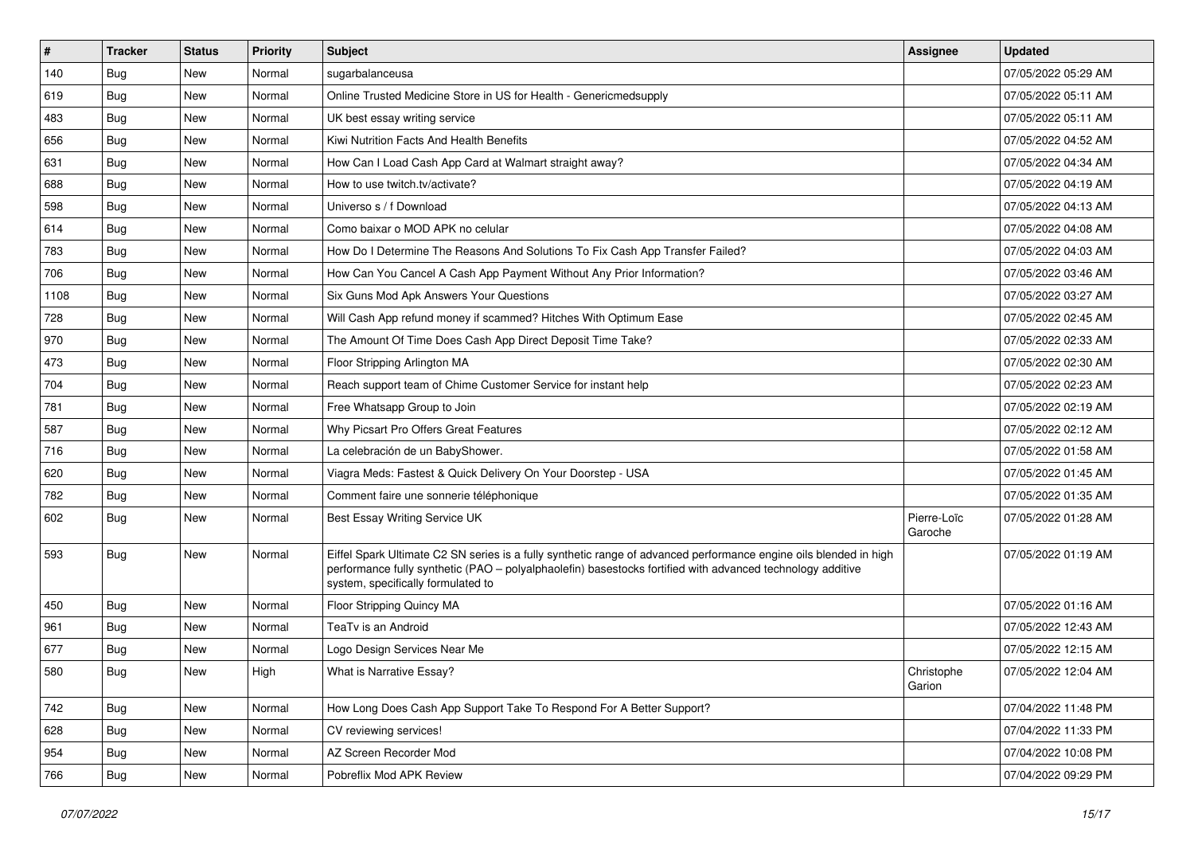| # | Tracker | Status | Priority | Subject | Assignee | Updated |
|---|---|---|---|---|---|---|
| 140 | Bug | New | Normal | sugarbalanceusa | | 07/05/2022 05:29 AM |
| 619 | Bug | New | Normal | Online Trusted Medicine Store in US for Health - Genericmedsupply | | 07/05/2022 05:11 AM |
| 483 | Bug | New | Normal | UK best essay writing service | | 07/05/2022 05:11 AM |
| 656 | Bug | New | Normal | Kiwi Nutrition Facts And Health Benefits | | 07/05/2022 04:52 AM |
| 631 | Bug | New | Normal | How Can I Load Cash App Card at Walmart straight away? | | 07/05/2022 04:34 AM |
| 688 | Bug | New | Normal | How to use twitch.tv/activate? | | 07/05/2022 04:19 AM |
| 598 | Bug | New | Normal | Universo s / f Download | | 07/05/2022 04:13 AM |
| 614 | Bug | New | Normal | Como baixar o MOD APK no celular | | 07/05/2022 04:08 AM |
| 783 | Bug | New | Normal | How Do I Determine The Reasons And Solutions To Fix Cash App Transfer Failed? | | 07/05/2022 04:03 AM |
| 706 | Bug | New | Normal | How Can You Cancel A Cash App Payment Without Any Prior Information? | | 07/05/2022 03:46 AM |
| 1108 | Bug | New | Normal | Six Guns Mod Apk Answers Your Questions | | 07/05/2022 03:27 AM |
| 728 | Bug | New | Normal | Will Cash App refund money if scammed? Hitches With Optimum Ease | | 07/05/2022 02:45 AM |
| 970 | Bug | New | Normal | The Amount Of Time Does Cash App Direct Deposit Time Take? | | 07/05/2022 02:33 AM |
| 473 | Bug | New | Normal | Floor Stripping Arlington MA | | 07/05/2022 02:30 AM |
| 704 | Bug | New | Normal | Reach support team of Chime Customer Service for instant help | | 07/05/2022 02:23 AM |
| 781 | Bug | New | Normal | Free Whatsapp Group to Join | | 07/05/2022 02:19 AM |
| 587 | Bug | New | Normal | Why Picsart Pro Offers Great Features | | 07/05/2022 02:12 AM |
| 716 | Bug | New | Normal | La celebración de un BabyShower. | | 07/05/2022 01:58 AM |
| 620 | Bug | New | Normal | Viagra Meds: Fastest & Quick Delivery On Your Doorstep - USA | | 07/05/2022 01:45 AM |
| 782 | Bug | New | Normal | Comment faire une sonnerie téléphonique | | 07/05/2022 01:35 AM |
| 602 | Bug | New | Normal | Best Essay Writing Service UK | Pierre-Loïc Garoche | 07/05/2022 01:28 AM |
| 593 | Bug | New | Normal | Eiffel Spark Ultimate C2 SN series is a fully synthetic range of advanced performance engine oils blended in high performance fully synthetic (PAO – polyalphaolefin) basestocks fortified with advanced technology additive system, specifically formulated to | | 07/05/2022 01:19 AM |
| 450 | Bug | New | Normal | Floor Stripping Quincy MA | | 07/05/2022 01:16 AM |
| 961 | Bug | New | Normal | TeaTv is an Android | | 07/05/2022 12:43 AM |
| 677 | Bug | New | Normal | Logo Design Services Near Me | | 07/05/2022 12:15 AM |
| 580 | Bug | New | High | What is Narrative Essay? | Christophe Garion | 07/05/2022 12:04 AM |
| 742 | Bug | New | Normal | How Long Does Cash App Support Take To Respond For A Better Support? | | 07/04/2022 11:48 PM |
| 628 | Bug | New | Normal | CV reviewing services! | | 07/04/2022 11:33 PM |
| 954 | Bug | New | Normal | AZ Screen Recorder Mod | | 07/04/2022 10:08 PM |
| 766 | Bug | New | Normal | Pobreflix Mod APK Review | | 07/04/2022 09:29 PM |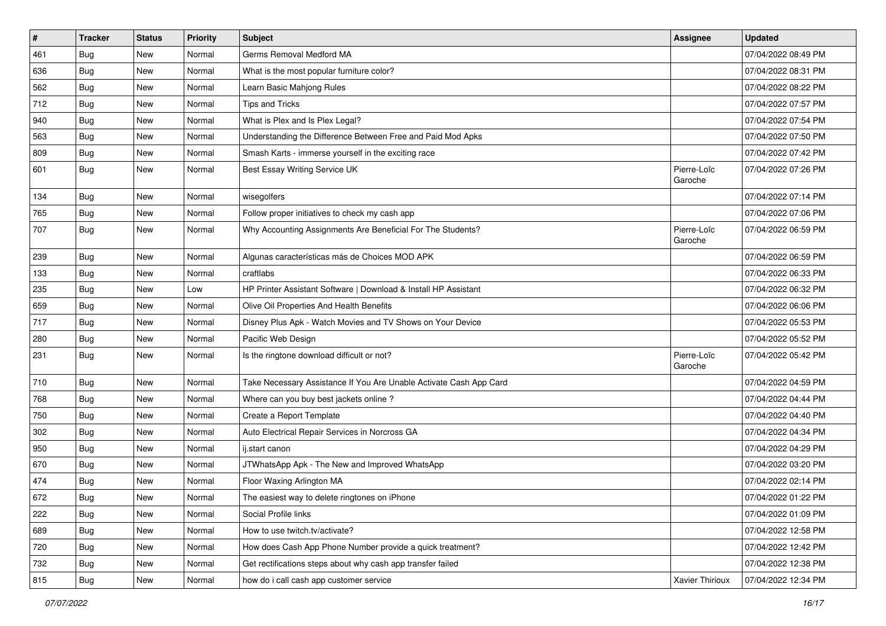| # | Tracker | Status | Priority | Subject | Assignee | Updated |
|---|---|---|---|---|---|---|
| 461 | Bug | New | Normal | Germs Removal Medford MA | | 07/04/2022 08:49 PM |
| 636 | Bug | New | Normal | What is the most popular furniture color? | | 07/04/2022 08:31 PM |
| 562 | Bug | New | Normal | Learn Basic Mahjong Rules | | 07/04/2022 08:22 PM |
| 712 | Bug | New | Normal | Tips and Tricks | | 07/04/2022 07:57 PM |
| 940 | Bug | New | Normal | What is Plex and Is Plex Legal? | | 07/04/2022 07:54 PM |
| 563 | Bug | New | Normal | Understanding the Difference Between Free and Paid Mod Apks | | 07/04/2022 07:50 PM |
| 809 | Bug | New | Normal | Smash Karts - immerse yourself in the exciting race | | 07/04/2022 07:42 PM |
| 601 | Bug | New | Normal | Best Essay Writing Service UK | Pierre-Loïc Garoche | 07/04/2022 07:26 PM |
| 134 | Bug | New | Normal | wisegolfers | | 07/04/2022 07:14 PM |
| 765 | Bug | New | Normal | Follow proper initiatives to check my cash app | | 07/04/2022 07:06 PM |
| 707 | Bug | New | Normal | Why Accounting Assignments Are Beneficial For The Students? | Pierre-Loïc Garoche | 07/04/2022 06:59 PM |
| 239 | Bug | New | Normal | Algunas características más de Choices MOD APK | | 07/04/2022 06:59 PM |
| 133 | Bug | New | Normal | craftlabs | | 07/04/2022 06:33 PM |
| 235 | Bug | New | Low | HP Printer Assistant Software \| Download & Install HP Assistant | | 07/04/2022 06:32 PM |
| 659 | Bug | New | Normal | Olive Oil Properties And Health Benefits | | 07/04/2022 06:06 PM |
| 717 | Bug | New | Normal | Disney Plus Apk - Watch Movies and TV Shows on Your Device | | 07/04/2022 05:53 PM |
| 280 | Bug | New | Normal | Pacific Web Design | | 07/04/2022 05:52 PM |
| 231 | Bug | New | Normal | Is the ringtone download difficult or not? | Pierre-Loïc Garoche | 07/04/2022 05:42 PM |
| 710 | Bug | New | Normal | Take Necessary Assistance If You Are Unable Activate Cash App Card | | 07/04/2022 04:59 PM |
| 768 | Bug | New | Normal | Where can you buy best jackets online ? | | 07/04/2022 04:44 PM |
| 750 | Bug | New | Normal | Create a Report Template | | 07/04/2022 04:40 PM |
| 302 | Bug | New | Normal | Auto Electrical Repair Services in Norcross GA | | 07/04/2022 04:34 PM |
| 950 | Bug | New | Normal | ij.start canon | | 07/04/2022 04:29 PM |
| 670 | Bug | New | Normal | JTWhatsApp Apk - The New and Improved WhatsApp | | 07/04/2022 03:20 PM |
| 474 | Bug | New | Normal | Floor Waxing Arlington MA | | 07/04/2022 02:14 PM |
| 672 | Bug | New | Normal | The easiest way to delete ringtones on iPhone | | 07/04/2022 01:22 PM |
| 222 | Bug | New | Normal | Social Profile links | | 07/04/2022 01:09 PM |
| 689 | Bug | New | Normal | How to use twitch.tv/activate? | | 07/04/2022 12:58 PM |
| 720 | Bug | New | Normal | How does Cash App Phone Number provide a quick treatment? | | 07/04/2022 12:42 PM |
| 732 | Bug | New | Normal | Get rectifications steps about why cash app transfer failed | | 07/04/2022 12:38 PM |
| 815 | Bug | New | Normal | how do i call cash app customer service | Xavier Thirioux | 07/04/2022 12:34 PM |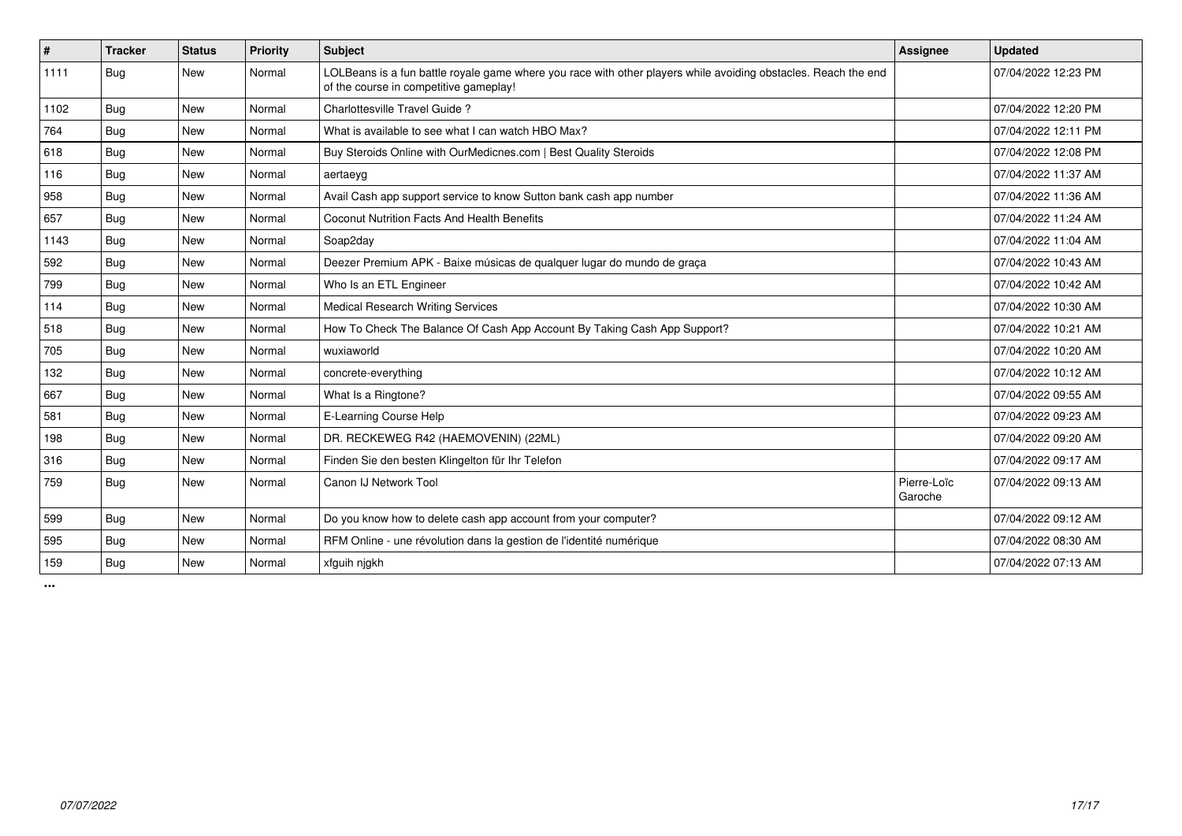| # | Tracker | Status | Priority | Subject | Assignee | Updated |
|---|---|---|---|---|---|---|
| 1111 | Bug | New | Normal | LOLBeans is a fun battle royale game where you race with other players while avoiding obstacles. Reach the end of the course in competitive gameplay! | | 07/04/2022 12:23 PM |
| 1102 | Bug | New | Normal | Charlottesville Travel Guide ? | | 07/04/2022 12:20 PM |
| 764 | Bug | New | Normal | What is available to see what I can watch HBO Max? | | 07/04/2022 12:11 PM |
| 618 | Bug | New | Normal | Buy Steroids Online with OurMedicnes.com \| Best Quality Steroids | | 07/04/2022 12:08 PM |
| 116 | Bug | New | Normal | aertaeyg | | 07/04/2022 11:37 AM |
| 958 | Bug | New | Normal | Avail Cash app support service to know Sutton bank cash app number | | 07/04/2022 11:36 AM |
| 657 | Bug | New | Normal | Coconut Nutrition Facts And Health Benefits | | 07/04/2022 11:24 AM |
| 1143 | Bug | New | Normal | Soap2day | | 07/04/2022 11:04 AM |
| 592 | Bug | New | Normal | Deezer Premium APK - Baixe músicas de qualquer lugar do mundo de graça | | 07/04/2022 10:43 AM |
| 799 | Bug | New | Normal | Who Is an ETL Engineer | | 07/04/2022 10:42 AM |
| 114 | Bug | New | Normal | Medical Research Writing Services | | 07/04/2022 10:30 AM |
| 518 | Bug | New | Normal | How To Check The Balance Of Cash App Account By Taking Cash App Support? | | 07/04/2022 10:21 AM |
| 705 | Bug | New | Normal | wuxiaworld | | 07/04/2022 10:20 AM |
| 132 | Bug | New | Normal | concrete-everything | | 07/04/2022 10:12 AM |
| 667 | Bug | New | Normal | What Is a Ringtone? | | 07/04/2022 09:55 AM |
| 581 | Bug | New | Normal | E-Learning Course Help | | 07/04/2022 09:23 AM |
| 198 | Bug | New | Normal | DR. RECKEWEG R42 (HAEMOVENIN) (22ML) | | 07/04/2022 09:20 AM |
| 316 | Bug | New | Normal | Finden Sie den besten Klingelton für Ihr Telefon | | 07/04/2022 09:17 AM |
| 759 | Bug | New | Normal | Canon IJ Network Tool | Pierre-Loïc Garoche | 07/04/2022 09:13 AM |
| 599 | Bug | New | Normal | Do you know how to delete cash app account from your computer? | | 07/04/2022 09:12 AM |
| 595 | Bug | New | Normal | RFM Online - une révolution dans la gestion de l'identité numérique | | 07/04/2022 08:30 AM |
| 159 | Bug | New | Normal | xfguih njgkh | | 07/04/2022 07:13 AM |

...